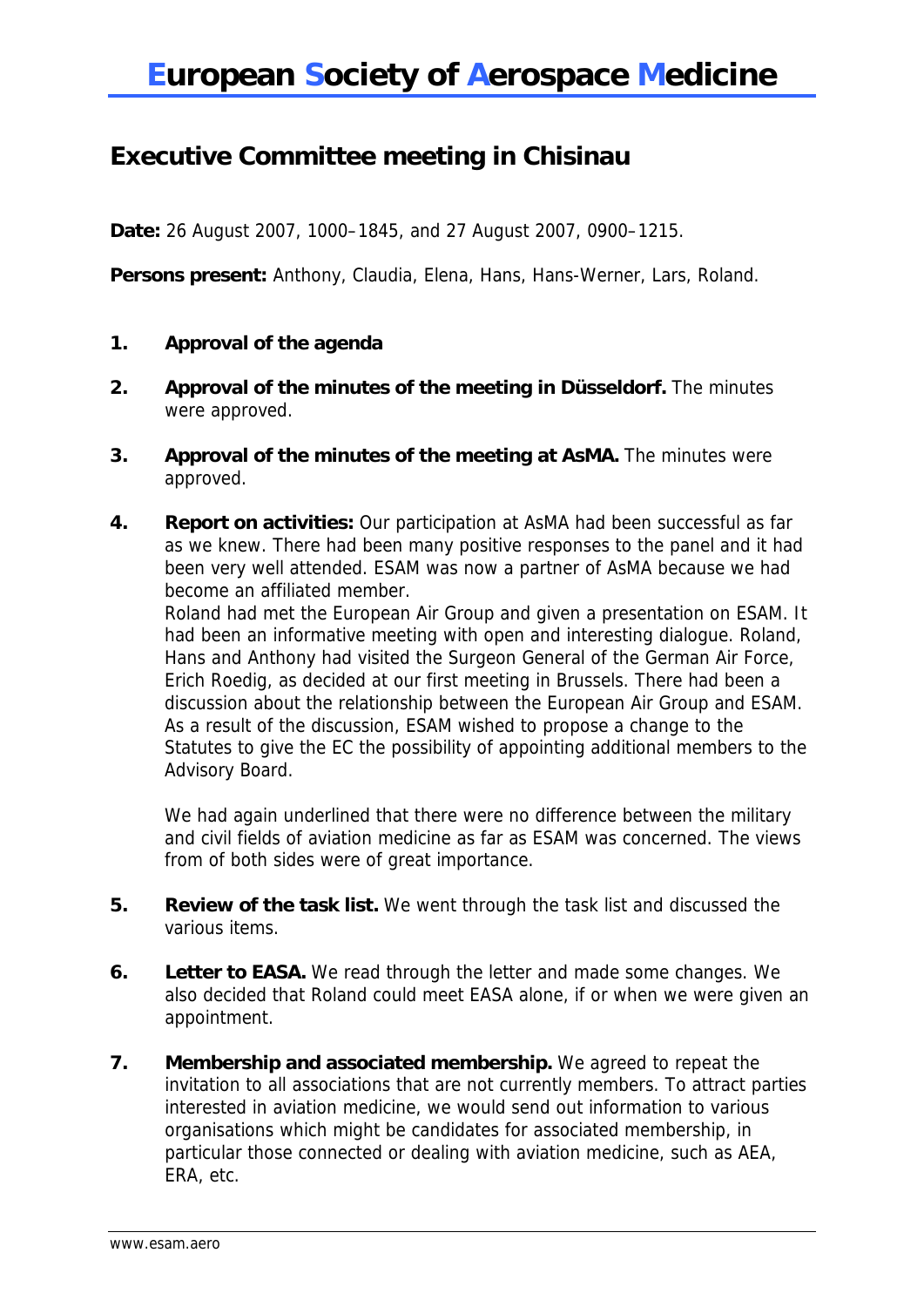# European Society of Aerospace Medicine

## Executive Committee meeting in Chisinau

**Date:** 26 August 2007, 1000–1845, and 27 August 2007, 0900–1215.

**Persons present:** Anthony, Claudia, Elena, Hans, Hans-Werner, Lars, Roland.

1. **Approval of the agenda**

2. **Approval of the minutes of the meeting in Düsseldorf.** The minutes were approved.

3. **Approval of the minutes of the meeting at AsMA.** The minutes were approved.

4. **Report on activities:** Our participation at AsMA had been successful as far as we knew. There had been many positive responses to the panel and it had been very well attended. ESAM was now a partner of AsMA because we had become an affiliated member.
   Roland had met the European Air Group and given a presentation on ESAM. It had been an informative meeting with open and interesting dialogue. Roland, Hans and Anthony had visited the Surgeon General of the German Air Force, Erich Roedig, as decided at our first meeting in Brussels. There had been a discussion about the relationship between the European Air Group and ESAM. As a result of the discussion, ESAM wished to propose a change to the Statutes to give the EC the possibility of appointing additional members to the Advisory Board.

   We had again underlined that there were no difference between the military and civil fields of aviation medicine as far as ESAM was concerned. The views from of both sides were of great importance.

5. **Review of the task list.** We went through the task list and discussed the various items.

6. **Letter to EASA.** We read through the letter and made some changes. We also decided that Roland could meet EASA alone, if or when we were given an appointment.

7. **Membership and associated membership.** We agreed to repeat the invitation to all associations that are not currently members. To attract parties interested in aviation medicine, we would send out information to various organisations which might be candidates for associated membership, in particular those connected or dealing with aviation medicine, such as AEA, ERA, etc.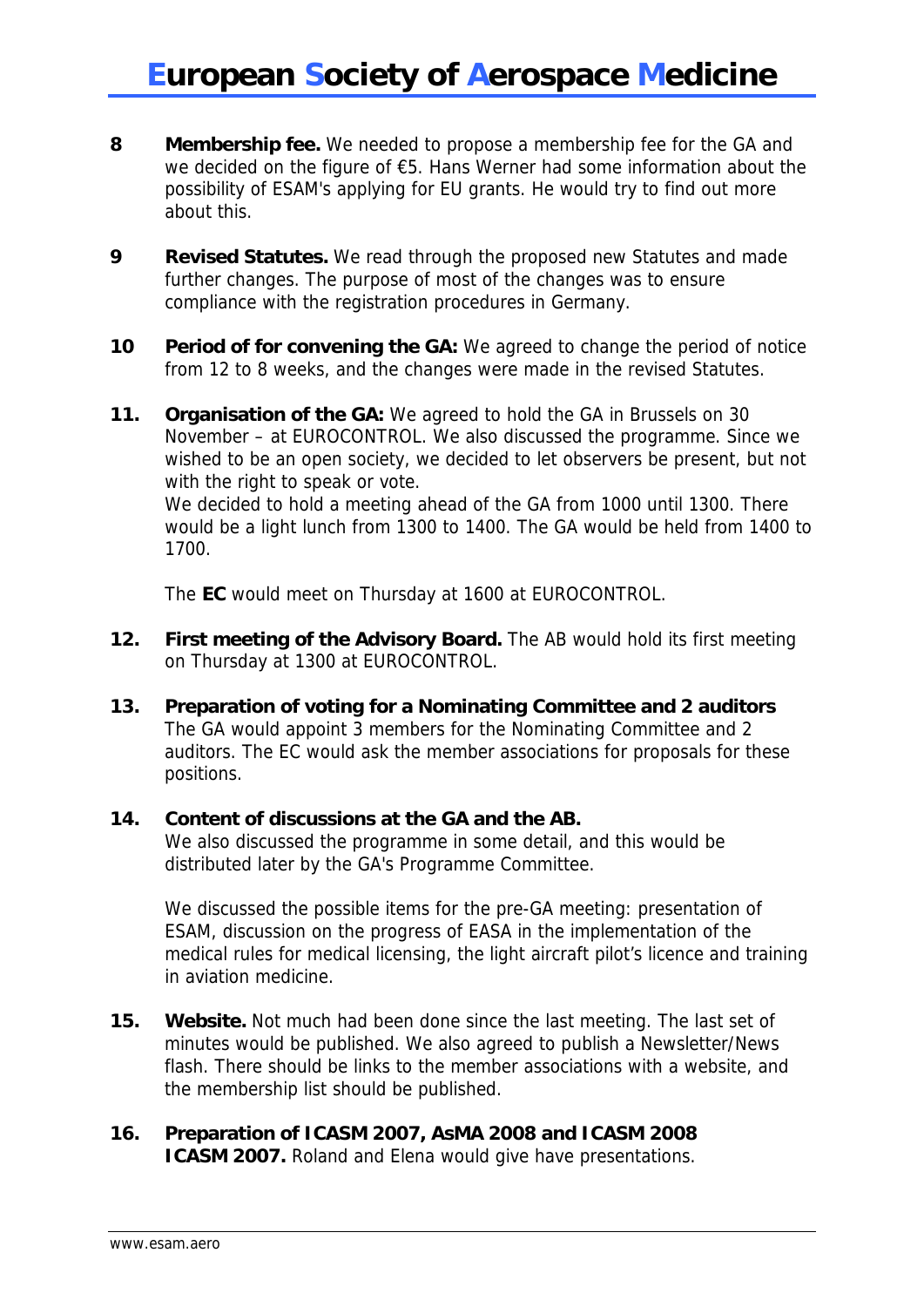8 **Membership fee.** We needed to propose a membership fee for the GA and we decided on the figure of €5. Hans Werner had some information about the possibility of ESAM's applying for EU grants. He would try to find out more about this.

9 **Revised Statutes.** We read through the proposed new Statutes and made further changes. The purpose of most of the changes was to ensure compliance with the registration procedures in Germany.

10 **Period of for convening the GA:** We agreed to change the period of notice from 12 to 8 weeks, and the changes were made in the revised Statutes.

11. **Organisation of the GA:** We agreed to hold the GA in Brussels on 30 November – at EUROCONTROL. We also discussed the programme. Since we wished to be an open society, we decided to let observers be present, but not with the right to speak or vote.
We decided to hold a meeting ahead of the GA from 1000 until 1300. There would be a light lunch from 1300 to 1400. The GA would be held from 1400 to 1700.

The **EC** would meet on Thursday at 1600 at EUROCONTROL.

12. **First meeting of the Advisory Board.** The AB would hold its first meeting on Thursday at 1300 at EUROCONTROL.

13. **Preparation of voting for a Nominating Committee and 2 auditors**
The GA would appoint 3 members for the Nominating Committee and 2 auditors. The EC would ask the member associations for proposals for these positions.

14. **Content of discussions at the GA and the AB.**
We also discussed the programme in some detail, and this would be distributed later by the GA's Programme Committee.

We discussed the possible items for the pre-GA meeting: presentation of ESAM, discussion on the progress of EASA in the implementation of the medical rules for medical licensing, the light aircraft pilot's licence and training in aviation medicine.

15. **Website.** Not much had been done since the last meeting. The last set of minutes would be published. We also agreed to publish a Newsletter/News flash. There should be links to the member associations with a website, and the membership list should be published.

16. **Preparation of ICASM 2007, AsMA 2008 and ICASM 2008**
**ICASM 2007.** Roland and Elena would give have presentations.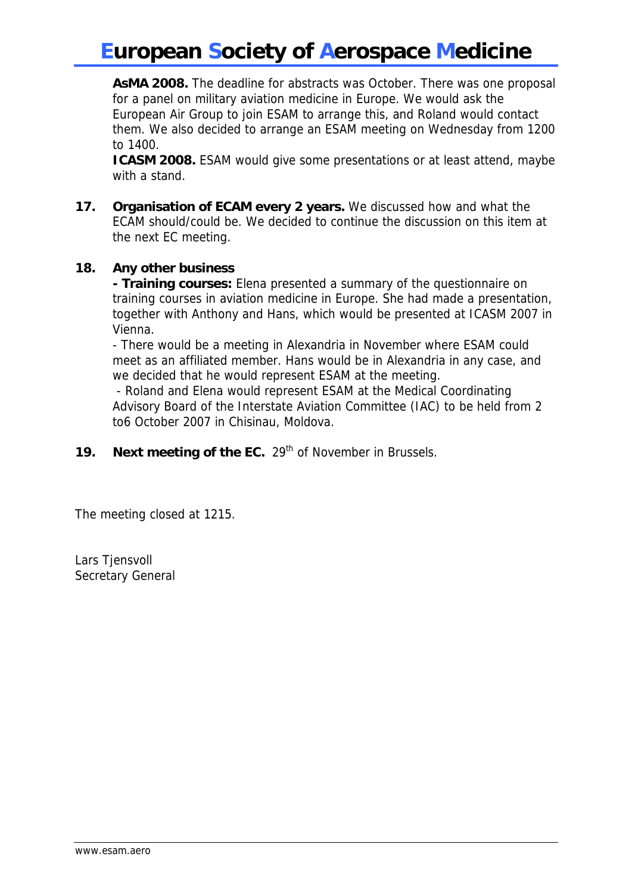**AsMA 2008.** The deadline for abstracts was October. There was one proposal for a panel on military aviation medicine in Europe. We would ask the European Air Group to join ESAM to arrange this, and Roland would contact them. We also decided to arrange an ESAM meeting on Wednesday from 1200 to 1400.

**ICASM 2008.** ESAM would give some presentations or at least attend, maybe with a stand.

**17. Organisation of ECAM every 2 years.** We discussed how and what the ECAM should/could be. We decided to continue the discussion on this item at the next EC meeting.

**18. Any other business**

**- Training courses:** Elena presented a summary of the questionnaire on training courses in aviation medicine in Europe. She had made a presentation, together with Anthony and Hans, which would be presented at ICASM 2007 in Vienna.

- There would be a meeting in Alexandria in November where ESAM could meet as an affiliated member. Hans would be in Alexandria in any case, and we decided that he would represent ESAM at the meeting.

- Roland and Elena would represent ESAM at the Medical Coordinating Advisory Board of the Interstate Aviation Committee (IAC) to be held from 2 to6 October 2007 in Chisinau, Moldova.

**19. Next meeting of the EC.** 29th of November in Brussels.

The meeting closed at 1215.

Lars Tjensvoll
Secretary General